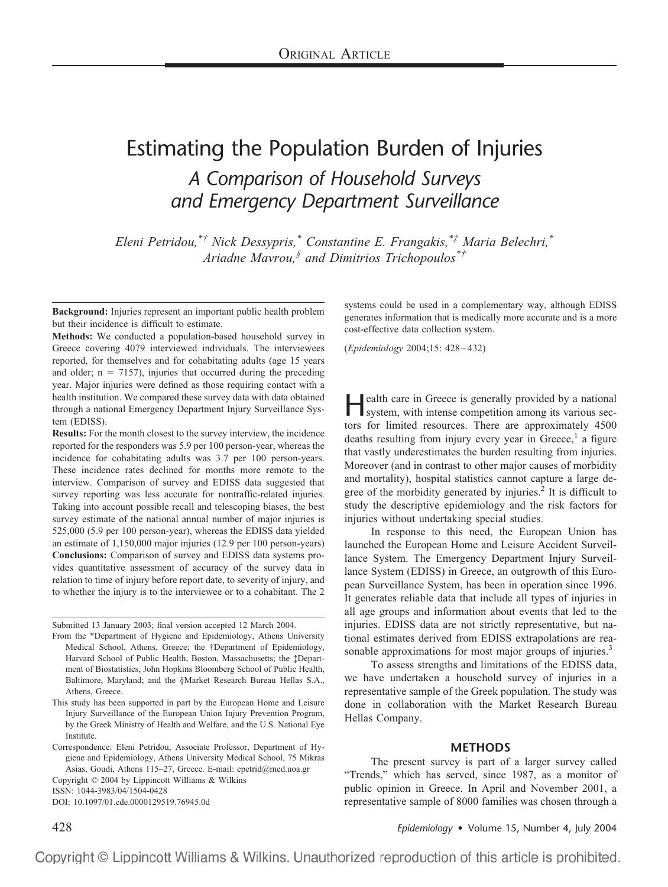ORIGINAL ARTICLE

# Estimating the Population Burden of Injuries

## *A Comparison of Household Surveys and Emergency Department Surveillance*

*Eleni Petridou,[\*†] Nick Dessypris,[\*] Constantine E. Frangakis,[\*‡] Maria Belechri,[\*] Ariadne Mavrou,[§] and Dimitrios Trichopoulos[\*†]*

**Background:** Injuries represent an important public health problem but their incidence is difficult to estimate.

**Methods:** We conducted a population-based household survey in Greece covering 4079 interviewed individuals. The interviewees reported, for themselves and for cohabitating adults (age 15 years and older; n = 7157), injuries that occurred during the preceding year. Major injuries were defined as those requiring contact with a health institution. We compared these survey data with data obtained through a national Emergency Department Injury Surveillance System (EDISS).

**Results:** For the month closest to the survey interview, the incidence reported for the responders was 5.9 per 100 person-year, whereas the incidence for cohabitating adults was 3.7 per 100 person-years. These incidence rates declined for months more remote to the interview. Comparison of survey and EDISS data suggested that survey reporting was less accurate for nontraffic-related injuries. Taking into account possible recall and telescoping biases, the best survey estimate of the national annual number of major injuries is 525,000 (5.9 per 100 person-year), whereas the EDISS data yielded an estimate of 1,150,000 major injuries (12.9 per 100 person-years)

**Conclusions:** Comparison of survey and EDISS data systems provides quantitative assessment of accuracy of the survey data in relation to time of injury before report date, to severity of injury, and to whether the injury is to the interviewee or to a cohabitant. The 2 systems could be used in a complementary way, although EDISS generates information that is medically more accurate and is a more cost-effective data collection system.

(*Epidemiology* 2004;15: 428–432)

Submitted 13 January 2003; final version accepted 12 March 2004.

From the \*Department of Hygiene and Epidemiology, Athens University Medical School, Athens, Greece; the †Department of Epidemiology, Harvard School of Public Health, Boston, Massachusetts; the ‡Department of Biostatistics, John Hopkins Bloomberg School of Public Health, Baltimore, Maryland; and the §Market Research Bureau Hellas S.A., Athens, Greece.

This study has been supported in part by the European Home and Leisure Injury Surveillance of the European Union Injury Prevention Program, by the Greek Ministry of Health and Welfare, and the U.S. National Eye Institute.

Correspondence: Eleni Petridou, Associate Professor, Department of Hygiene and Epidemiology, Athens University Medical School, 75 Mikras Asias, Goudi, Athens 115–27, Greece. E-mail: epetrid@med.uoa.gr

Copyright © 2004 by Lippincott Williams & Wilkins

ISSN: 1044-3983/04/1504-0428

DOI: 10.1097/01.ede.0000129519.76945.0d

Health care in Greece is generally provided by a national system, with intense competition among its various sectors for limited resources. There are approximately 4500 deaths resulting from injury every year in Greece,[1] a figure that vastly underestimates the burden resulting from injuries. Moreover (and in contrast to other major causes of morbidity and mortality), hospital statistics cannot capture a large degree of the morbidity generated by injuries.[2] It is difficult to study the descriptive epidemiology and the risk factors for injuries without undertaking special studies.

In response to this need, the European Union has launched the European Home and Leisure Accident Surveillance System. The Emergency Department Injury Surveillance System (EDISS) in Greece, an outgrowth of this European Surveillance System, has been in operation since 1996. It generates reliable data that include all types of injuries in all age groups and information about events that led to the injuries. EDISS data are not strictly representative, but national estimates derived from EDISS extrapolations are reasonable approximations for most major groups of injuries.[3]

To assess strengths and limitations of the EDISS data, we have undertaken a household survey of injuries in a representative sample of the Greek population. The study was done in collaboration with the Market Research Bureau Hellas Company.

## METHODS

The present survey is part of a larger survey called "Trends," which has served, since 1987, as a monitor of public opinion in Greece. In April and November 2001, a representative sample of 8000 families was chosen through a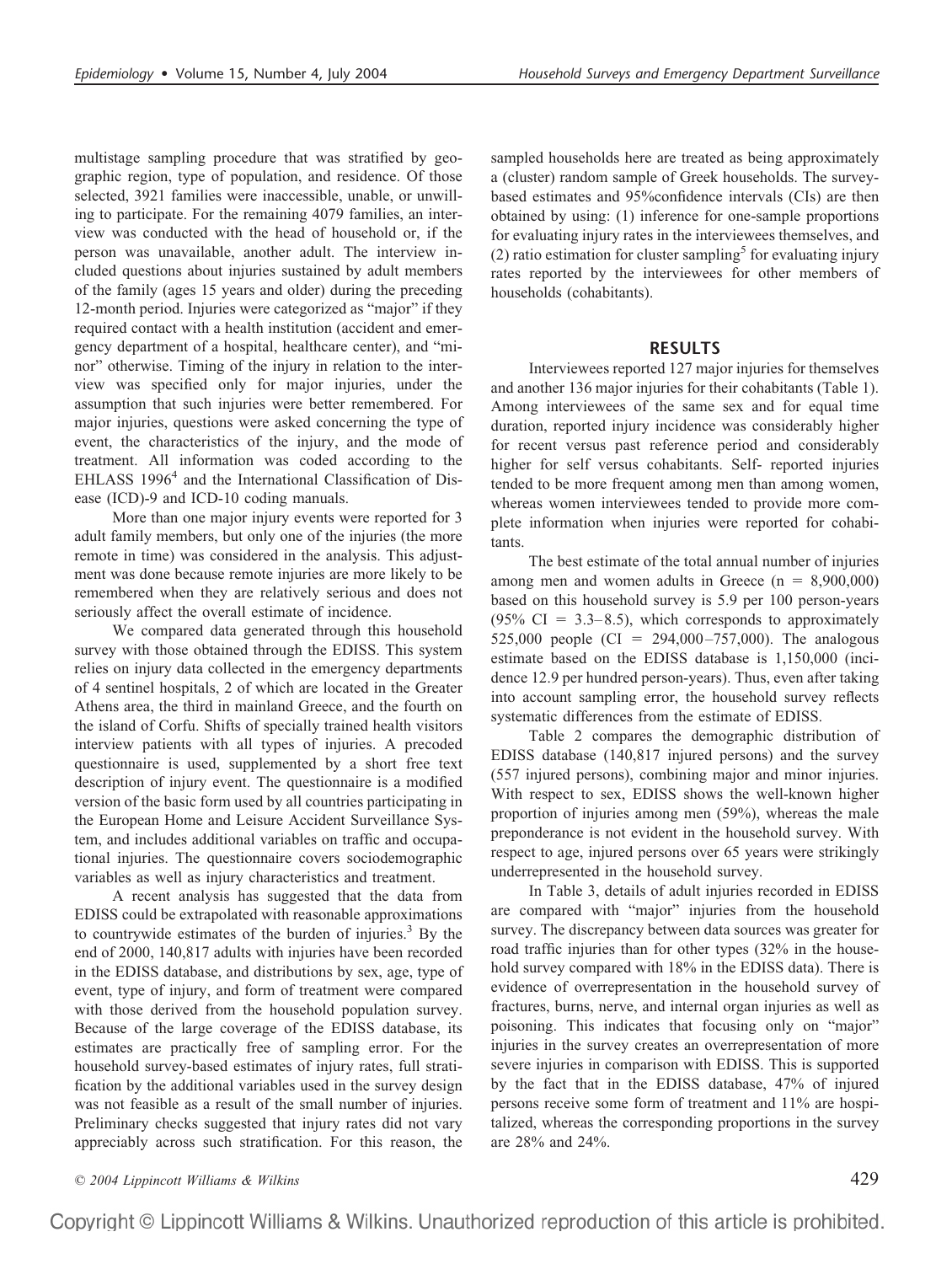multistage sampling procedure that was stratified by geographic region, type of population, and residence. Of those selected, 3921 families were inaccessible, unable, or unwilling to participate. For the remaining 4079 families, an interview was conducted with the head of household or, if the person was unavailable, another adult. The interview included questions about injuries sustained by adult members of the family (ages 15 years and older) during the preceding 12-month period. Injuries were categorized as "major" if they required contact with a health institution (accident and emergency department of a hospital, healthcare center), and "minor" otherwise. Timing of the injury in relation to the interview was specified only for major injuries, under the assumption that such injuries were better remembered. For major injuries, questions were asked concerning the type of event, the characteristics of the injury, and the mode of treatment. All information was coded according to the EHLASS 1996[4] and the International Classification of Disease (ICD)-9 and ICD-10 coding manuals.

More than one major injury events were reported for 3 adult family members, but only one of the injuries (the more remote in time) was considered in the analysis. This adjustment was done because remote injuries are more likely to be remembered when they are relatively serious and does not seriously affect the overall estimate of incidence.

We compared data generated through this household survey with those obtained through the EDISS. This system relies on injury data collected in the emergency departments of 4 sentinel hospitals, 2 of which are located in the Greater Athens area, the third in mainland Greece, and the fourth on the island of Corfu. Shifts of specially trained health visitors interview patients with all types of injuries. A precoded questionnaire is used, supplemented by a short free text description of injury event. The questionnaire is a modified version of the basic form used by all countries participating in the European Home and Leisure Accident Surveillance System, and includes additional variables on traffic and occupational injuries. The questionnaire covers sociodemographic variables as well as injury characteristics and treatment.

A recent analysis has suggested that the data from EDISS could be extrapolated with reasonable approximations to countrywide estimates of the burden of injuries.[3] By the end of 2000, 140,817 adults with injuries have been recorded in the EDISS database, and distributions by sex, age, type of event, type of injury, and form of treatment were compared with those derived from the household population survey. Because of the large coverage of the EDISS database, its estimates are practically free of sampling error. For the household survey-based estimates of injury rates, full stratification by the additional variables used in the survey design was not feasible as a result of the small number of injuries. Preliminary checks suggested that injury rates did not vary appreciably across such stratification. For this reason, the sampled households here are treated as being approximately a (cluster) random sample of Greek households. The survey-based estimates and 95%confidence intervals (CIs) are then obtained by using: (1) inference for one-sample proportions for evaluating injury rates in the interviewees themselves, and (2) ratio estimation for cluster sampling[5] for evaluating injury rates reported by the interviewees for other members of households (cohabitants).

## RESULTS

Interviewees reported 127 major injuries for themselves and another 136 major injuries for their cohabitants (Table 1). Among interviewees of the same sex and for equal time duration, reported injury incidence was considerably higher for recent versus past reference period and considerably higher for self versus cohabitants. Self- reported injuries tended to be more frequent among men than among women, whereas women interviewees tended to provide more complete information when injuries were reported for cohabitants.

The best estimate of the total annual number of injuries among men and women adults in Greece (n = 8,900,000) based on this household survey is 5.9 per 100 person-years (95% CI = 3.3–8.5), which corresponds to approximately 525,000 people (CI = 294,000–757,000). The analogous estimate based on the EDISS database is 1,150,000 (incidence 12.9 per hundred person-years). Thus, even after taking into account sampling error, the household survey reflects systematic differences from the estimate of EDISS.

Table 2 compares the demographic distribution of EDISS database (140,817 injured persons) and the survey (557 injured persons), combining major and minor injuries. With respect to sex, EDISS shows the well-known higher proportion of injuries among men (59%), whereas the male preponderance is not evident in the household survey. With respect to age, injured persons over 65 years were strikingly underrepresented in the household survey.

In Table 3, details of adult injuries recorded in EDISS are compared with "major" injuries from the household survey. The discrepancy between data sources was greater for road traffic injuries than for other types (32% in the household survey compared with 18% in the EDISS data). There is evidence of overrepresentation in the household survey of fractures, burns, nerve, and internal organ injuries as well as poisoning. This indicates that focusing only on "major" injuries in the survey creates an overrepresentation of more severe injuries in comparison with EDISS. This is supported by the fact that in the EDISS database, 47% of injured persons receive some form of treatment and 11% are hospitalized, whereas the corresponding proportions in the survey are 28% and 24%.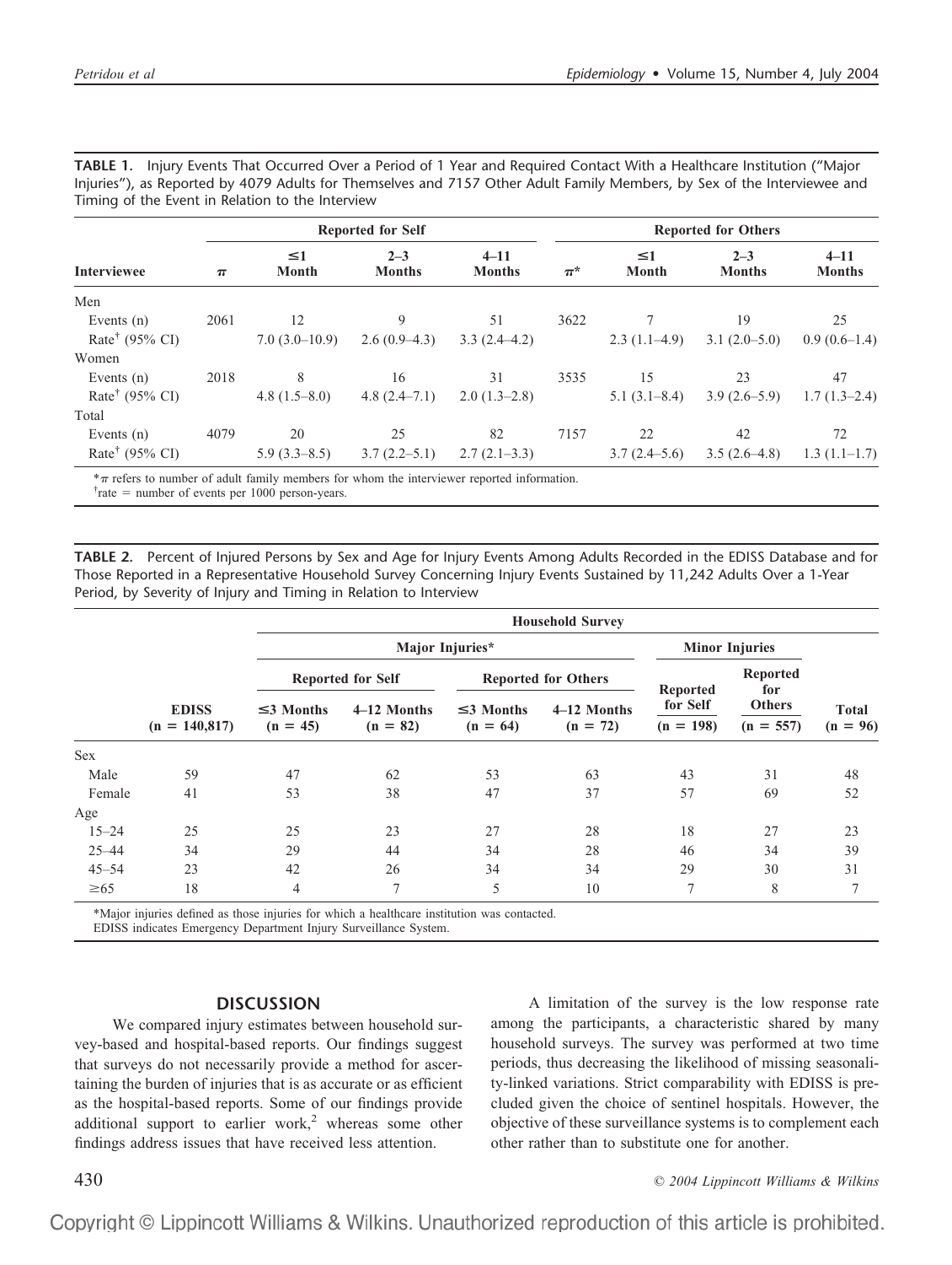**TABLE 1.** Injury Events That Occurred Over a Period of 1 Year and Required Contact With a Healthcare Institution ("Major Injuries"), as Reported by 4079 Adults for Themselves and 7157 Other Adult Family Members, by Sex of the Interviewee and Timing of the Event in Relation to the Interview

| Interviewee | Reported for Self | | | | Reported for Others | | | |
|---|---|---|---|---|---|---|---|---|
| | $\pi$ | ≤1 Month | 2–3 Months | 4–11 Months | $\pi$* | ≤1 Month | 2–3 Months | 4–11 Months |
| Men | | | | | | | | |
| Events (n) | 2061 | 12 | 9 | 51 | 3622 | 7 | 19 | 25 |
| Rate[†] (95% CI) | | 7.0 (3.0–10.9) | 2.6 (0.9–4.3) | 3.3 (2.4–4.2) | | 2.3 (1.1–4.9) | 3.1 (2.0–5.0) | 0.9 (0.6–1.4) |
| Women | | | | | | | | |
| Events (n) | 2018 | 8 | 16 | 31 | 3535 | 15 | 23 | 47 |
| Rate[†] (95% CI) | | 4.8 (1.5–8.0) | 4.8 (2.4–7.1) | 2.0 (1.3–2.8) | | 5.1 (3.1–8.4) | 3.9 (2.6–5.9) | 1.7 (1.3–2.4) |
| Total | | | | | | | | |
| Events (n) | 4079 | 20 | 25 | 82 | 7157 | 22 | 42 | 72 |
| Rate[†] (95% CI) | | 5.9 (3.3–8.5) | 3.7 (2.2–5.1) | 2.7 (2.1–3.3) | | 3.7 (2.4–5.6) | 3.5 (2.6–4.8) | 1.3 (1.1–1.7) |

*$\pi$ refers to number of adult family members for whom the interviewer reported information.
[†]rate = number of events per 1000 person-years.

**TABLE 2.** Percent of Injured Persons by Sex and Age for Injury Events Among Adults Recorded in the EDISS Database and for Those Reported in a Representative Household Survey Concerning Injury Events Sustained by 11,242 Adults Over a 1-Year Period, by Severity of Injury and Timing in Relation to Interview

| | | Household Survey | | | | | | |
|---|---|---|---|---|---|---|---|---|
| | | Major Injuries* | | | | Minor Injuries | | |
| | | Reported for Self | | Reported for Others | | | | |
| | EDISS (n = 140,817) | ≤3 Months (n = 45) | 4–12 Months (n = 82) | ≤3 Months (n = 64) | 4–12 Months (n = 72) | Reported for Self (n = 198) | Reported for Others (n = 557) | Total (n = 96) |
| Sex | | | | | | | | |
| Male | 59 | 47 | 62 | 53 | 63 | 43 | 31 | 48 |
| Female | 41 | 53 | 38 | 47 | 37 | 57 | 69 | 52 |
| Age | | | | | | | | |
| 15–24 | 25 | 25 | 23 | 27 | 28 | 18 | 27 | 23 |
| 25–44 | 34 | 29 | 44 | 34 | 28 | 46 | 34 | 39 |
| 45–54 | 23 | 42 | 26 | 34 | 34 | 29 | 30 | 31 |
| ≥65 | 18 | 4 | 7 | 5 | 10 | 7 | 8 | 7 |

*Major injuries defined as those injuries for which a healthcare institution was contacted.
EDISS indicates Emergency Department Injury Surveillance System.

## DISCUSSION

We compared injury estimates between household survey-based and hospital-based reports. Our findings suggest that surveys do not necessarily provide a method for ascertaining the burden of injuries that is as accurate or as efficient as the hospital-based reports. Some of our findings provide additional support to earlier work,[2] whereas some other findings address issues that have received less attention.

A limitation of the survey is the low response rate among the participants, a characteristic shared by many household surveys. The survey was performed at two time periods, thus decreasing the likelihood of missing seasonality-linked variations. Strict comparability with EDISS is precluded given the choice of sentinel hospitals. However, the objective of these surveillance systems is to complement each other rather than to substitute one for another.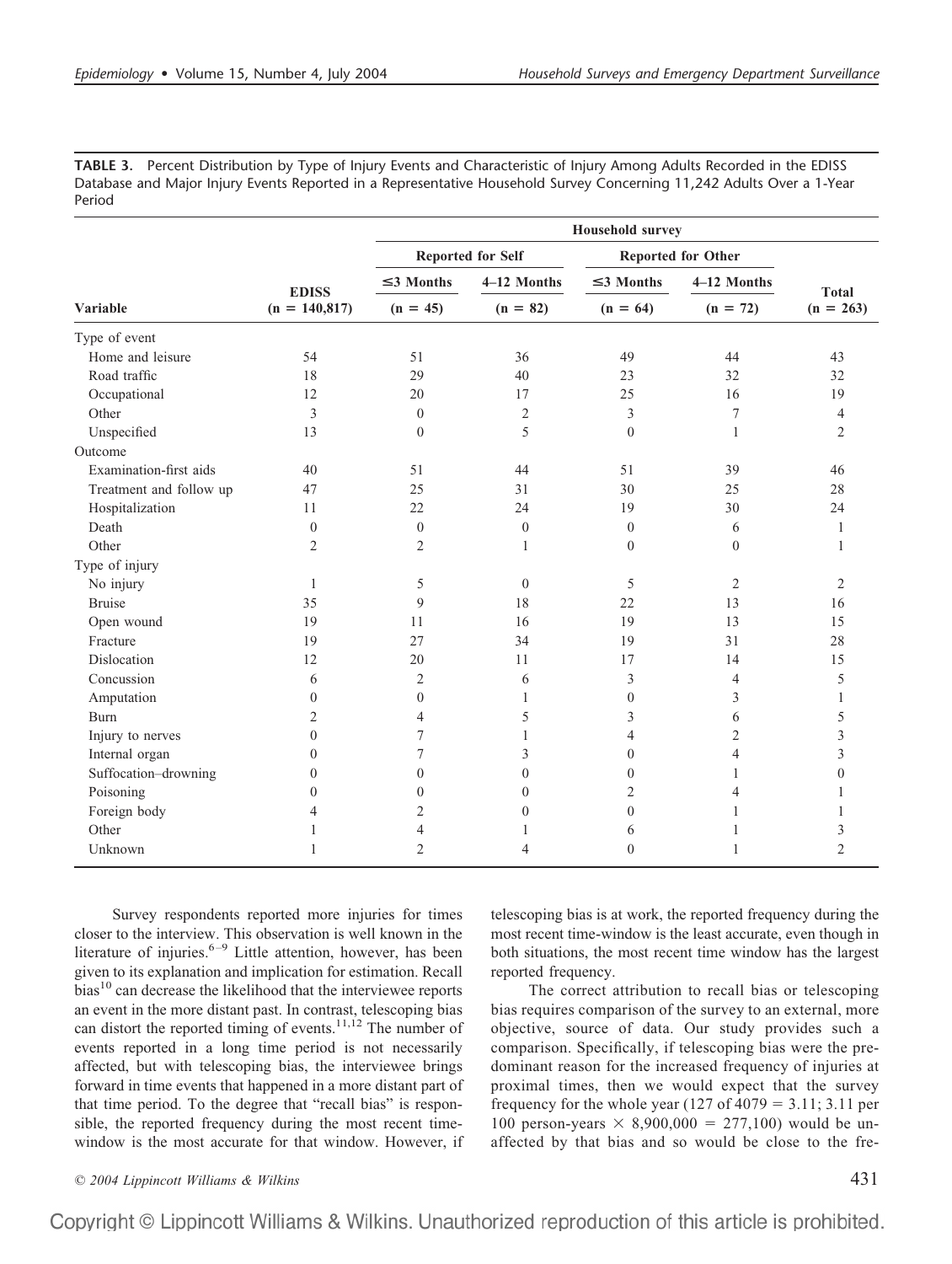**TABLE 3.** Percent Distribution by Type of Injury Events and Characteristic of Injury Among Adults Recorded in the EDISS Database and Major Injury Events Reported in a Representative Household Survey Concerning 11,242 Adults Over a 1-Year Period

| | | Household survey | | | | |
|---|---|---|---|---|---|---|
| | | Reported for Self | | Reported for Other | | |
| | EDISS | ≤3 Months | 4–12 Months | ≤3 Months | 4–12 Months | Total |
| Variable | (n = 140,817) | (n = 45) | (n = 82) | (n = 64) | (n = 72) | (n = 263) |
| Type of event | | | | | | |
| Home and leisure | 54 | 51 | 36 | 49 | 44 | 43 |
| Road traffic | 18 | 29 | 40 | 23 | 32 | 32 |
| Occupational | 12 | 20 | 17 | 25 | 16 | 19 |
| Other | 3 | 0 | 2 | 3 | 7 | 4 |
| Unspecified | 13 | 0 | 5 | 0 | 1 | 2 |
| Outcome | | | | | | |
| Examination-first aids | 40 | 51 | 44 | 51 | 39 | 46 |
| Treatment and follow up | 47 | 25 | 31 | 30 | 25 | 28 |
| Hospitalization | 11 | 22 | 24 | 19 | 30 | 24 |
| Death | 0 | 0 | 0 | 0 | 6 | 1 |
| Other | 2 | 2 | 1 | 0 | 0 | 1 |
| Type of injury | | | | | | |
| No injury | 1 | 5 | 0 | 5 | 2 | 2 |
| Bruise | 35 | 9 | 18 | 22 | 13 | 16 |
| Open wound | 19 | 11 | 16 | 19 | 13 | 15 |
| Fracture | 19 | 27 | 34 | 19 | 31 | 28 |
| Dislocation | 12 | 20 | 11 | 17 | 14 | 15 |
| Concussion | 6 | 2 | 6 | 3 | 4 | 5 |
| Amputation | 0 | 0 | 1 | 0 | 3 | 1 |
| Burn | 2 | 4 | 5 | 3 | 6 | 5 |
| Injury to nerves | 0 | 7 | 1 | 4 | 2 | 3 |
| Internal organ | 0 | 7 | 3 | 0 | 4 | 3 |
| Suffocation–drowning | 0 | 0 | 0 | 0 | 1 | 0 |
| Poisoning | 0 | 0 | 0 | 2 | 4 | 1 |
| Foreign body | 4 | 2 | 0 | 0 | 1 | 1 |
| Other | 1 | 4 | 1 | 6 | 1 | 3 |
| Unknown | 1 | 2 | 4 | 0 | 1 | 2 |

Survey respondents reported more injuries for times closer to the interview. This observation is well known in the literature of injuries.[6–9] Little attention, however, has been given to its explanation and implication for estimation. Recall bias[10] can decrease the likelihood that the interviewee reports an event in the more distant past. In contrast, telescoping bias can distort the reported timing of events.[11,12] The number of events reported in a long time period is not necessarily affected, but with telescoping bias, the interviewee brings forward in time events that happened in a more distant part of that time period. To the degree that "recall bias" is responsible, the reported frequency during the most recent time-window is the most accurate for that window. However, if telescoping bias is at work, the reported frequency during the most recent time-window is the least accurate, even though in both situations, the most recent time window has the largest reported frequency.

The correct attribution to recall bias or telescoping bias requires comparison of the survey to an external, more objective, source of data. Our study provides such a comparison. Specifically, if telescoping bias were the predominant reason for the increased frequency of injuries at proximal times, then we would expect that the survey frequency for the whole year (127 of 4079 = 3.11; 3.11 per 100 person-years × 8,900,000 = 277,100) would be unaffected by that bias and so would be close to the fre-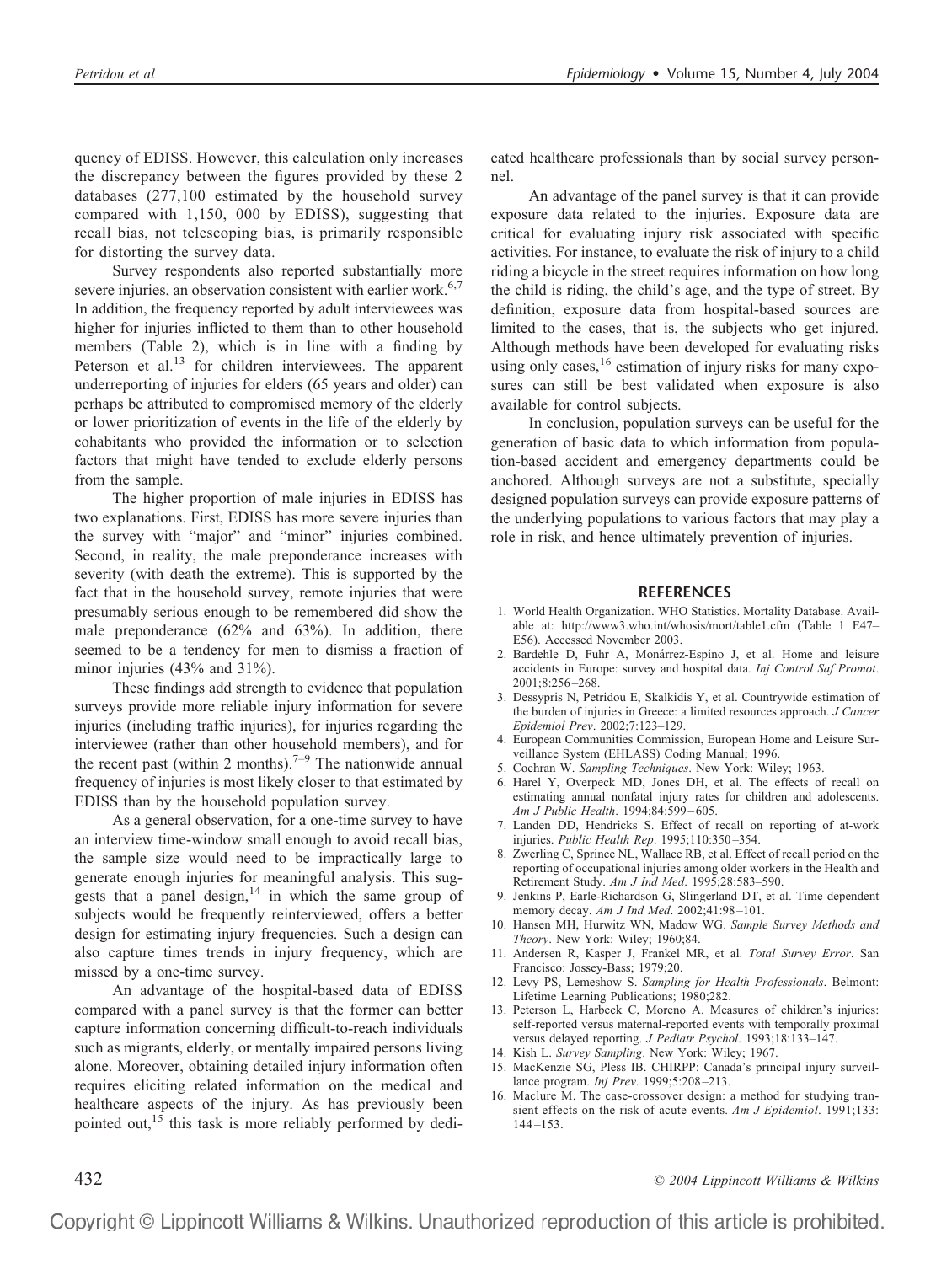quency of EDISS. However, this calculation only increases the discrepancy between the figures provided by these 2 databases (277,100 estimated by the household survey compared with 1,150, 000 by EDISS), suggesting that recall bias, not telescoping bias, is primarily responsible for distorting the survey data.

Survey respondents also reported substantially more severe injuries, an observation consistent with earlier work.[6,7] In addition, the frequency reported by adult interviewees was higher for injuries inflicted to them than to other household members (Table 2), which is in line with a finding by Peterson et al.[13] for children interviewees. The apparent underreporting of injuries for elders (65 years and older) can perhaps be attributed to compromised memory of the elderly or lower prioritization of events in the life of the elderly by cohabitants who provided the information or to selection factors that might have tended to exclude elderly persons from the sample.

The higher proportion of male injuries in EDISS has two explanations. First, EDISS has more severe injuries than the survey with "major" and "minor" injuries combined. Second, in reality, the male preponderance increases with severity (with death the extreme). This is supported by the fact that in the household survey, remote injuries that were presumably serious enough to be remembered did show the male preponderance (62% and 63%). In addition, there seemed to be a tendency for men to dismiss a fraction of minor injuries (43% and 31%).

These findings add strength to evidence that population surveys provide more reliable injury information for severe injuries (including traffic injuries), for injuries regarding the interviewee (rather than other household members), and for the recent past (within 2 months).[7–9] The nationwide annual frequency of injuries is most likely closer to that estimated by EDISS than by the household population survey.

As a general observation, for a one-time survey to have an interview time-window small enough to avoid recall bias, the sample size would need to be impractically large to generate enough injuries for meaningful analysis. This suggests that a panel design,[14] in which the same group of subjects would be frequently reinterviewed, offers a better design for estimating injury frequencies. Such a design can also capture times trends in injury frequency, which are missed by a one-time survey.

An advantage of the hospital-based data of EDISS compared with a panel survey is that the former can better capture information concerning difficult-to-reach individuals such as migrants, elderly, or mentally impaired persons living alone. Moreover, obtaining detailed injury information often requires eliciting related information on the medical and healthcare aspects of the injury. As has previously been pointed out,[15] this task is more reliably performed by dedicated healthcare professionals than by social survey personnel.

An advantage of the panel survey is that it can provide exposure data related to the injuries. Exposure data are critical for evaluating injury risk associated with specific activities. For instance, to evaluate the risk of injury to a child riding a bicycle in the street requires information on how long the child is riding, the child's age, and the type of street. By definition, exposure data from hospital-based sources are limited to the cases, that is, the subjects who get injured. Although methods have been developed for evaluating risks using only cases,[16] estimation of injury risks for many exposures can still be best validated when exposure is also available for control subjects.

In conclusion, population surveys can be useful for the generation of basic data to which information from population-based accident and emergency departments could be anchored. Although surveys are not a substitute, specially designed population surveys can provide exposure patterns of the underlying populations to various factors that may play a role in risk, and hence ultimately prevention of injuries.

## REFERENCES

1. World Health Organization. WHO Statistics. Mortality Database. Available at: http://www3.who.int/whosis/mort/table1.cfm (Table 1 E47–E56). Accessed November 2003.
2. Bardehle D, Fuhr A, Monárrez-Espino J, et al. Home and leisure accidents in Europe: survey and hospital data. *Inj Control Saf Promot*. 2001;8:256–268.
3. Dessypris N, Petridou E, Skalkidis Y, et al. Countrywide estimation of the burden of injuries in Greece: a limited resources approach. *J Cancer Epidemiol Prev*. 2002;7:123–129.
4. European Communities Commission, European Home and Leisure Surveillance System (EHLASS) Coding Manual; 1996.
5. Cochran W. *Sampling Techniques*. New York: Wiley; 1963.
6. Harel Y, Overpeck MD, Jones DH, et al. The effects of recall on estimating annual nonfatal injury rates for children and adolescents. *Am J Public Health*. 1994;84:599–605.
7. Landen DD, Hendricks S. Effect of recall on reporting of at-work injuries. *Public Health Rep*. 1995;110:350–354.
8. Zwerling C, Sprince NL, Wallace RB, et al. Effect of recall period on the reporting of occupational injuries among older workers in the Health and Retirement Study. *Am J Ind Med*. 1995;28:583–590.
9. Jenkins P, Earle-Richardson G, Slingerland DT, et al. Time dependent memory decay. *Am J Ind Med*. 2002;41:98–101.
10. Hansen MH, Hurwitz WN, Madow WG. *Sample Survey Methods and Theory*. New York: Wiley; 1960;84.
11. Andersen R, Kasper J, Frankel MR, et al. *Total Survey Error*. San Francisco: Jossey-Bass; 1979;20.
12. Levy PS, Lemeshow S. *Sampling for Health Professionals*. Belmont: Lifetime Learning Publications; 1980;282.
13. Peterson L, Harbeck C, Moreno A. Measures of children's injuries: self-reported versus maternal-reported events with temporally proximal versus delayed reporting. *J Pediatr Psychol*. 1993;18:133–147.
14. Kish L. *Survey Sampling*. New York: Wiley; 1967.
15. MacKenzie SG, Pless IB. CHIRPP: Canada's principal injury surveillance program. *Inj Prev*. 1999;5:208–213.
16. Maclure M. The case-crossover design: a method for studying transient effects on the risk of acute events. *Am J Epidemiol*. 1991;133:144–153.